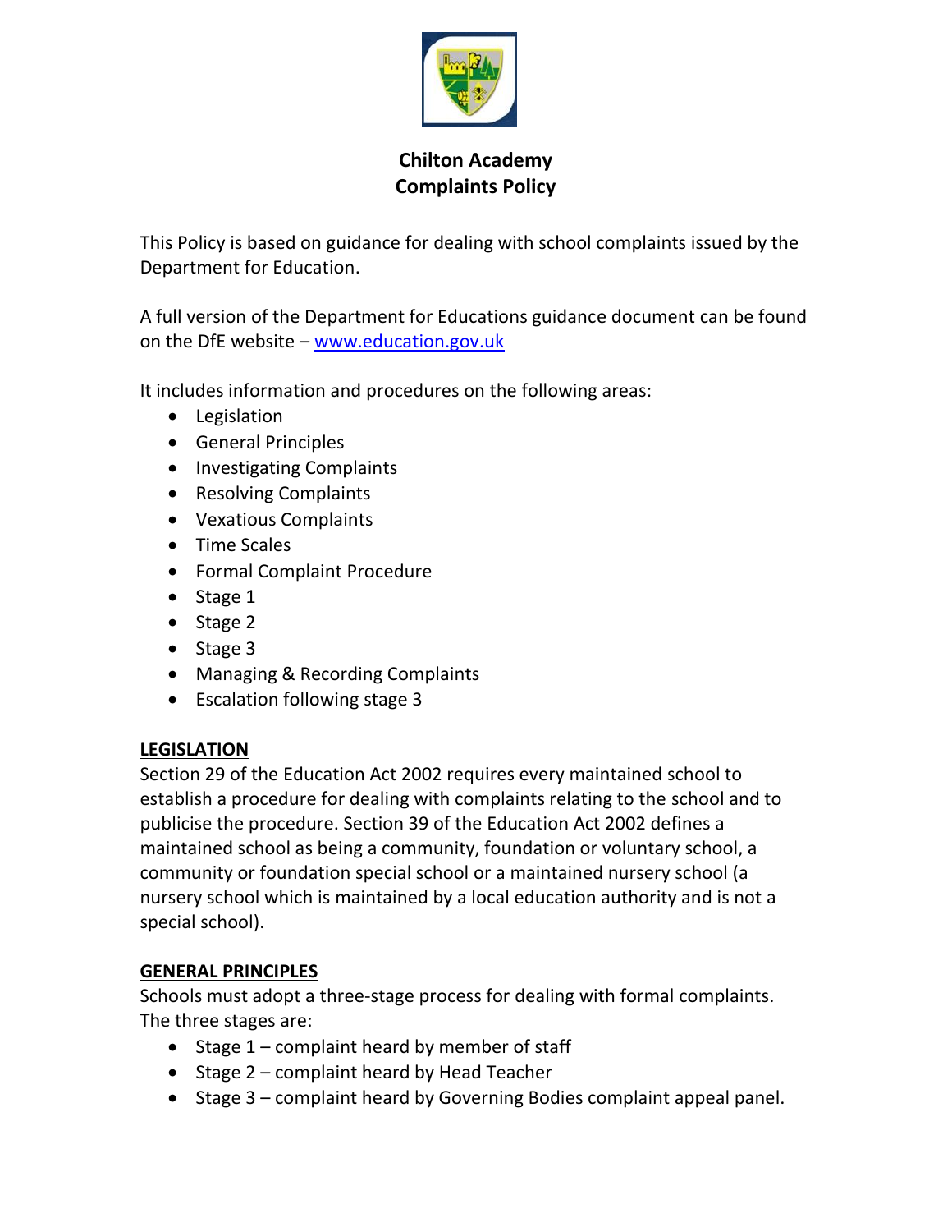# Chilton Academy
# Complaints Policy

This Policy is based on guidance for dealing with school complaints issued by the Department for Education.

A full version of the Department for Educations guidance document can be found on the DfE website – [www.education.gov.uk](http://www.education.gov.uk)

It includes information and procedures on the following areas:

- Legislation
- General Principles
- Investigating Complaints
- Resolving Complaints
- Vexatious Complaints
- Time Scales
- Formal Complaint Procedure
- Stage 1
- Stage 2
- Stage 3
- Managing & Recording Complaints
- Escalation following stage 3

## LEGISLATION

Section 29 of the Education Act 2002 requires every maintained school to establish a procedure for dealing with complaints relating to the school and to publicise the procedure. Section 39 of the Education Act 2002 defines a maintained school as being a community, foundation or voluntary school, a community or foundation special school or a maintained nursery school (a nursery school which is maintained by a local education authority and is not a special school).

## GENERAL PRINCIPLES

Schools must adopt a three-stage process for dealing with formal complaints. The three stages are:

- Stage 1 – complaint heard by member of staff
- Stage 2 – complaint heard by Head Teacher
- Stage 3 – complaint heard by Governing Bodies complaint appeal panel.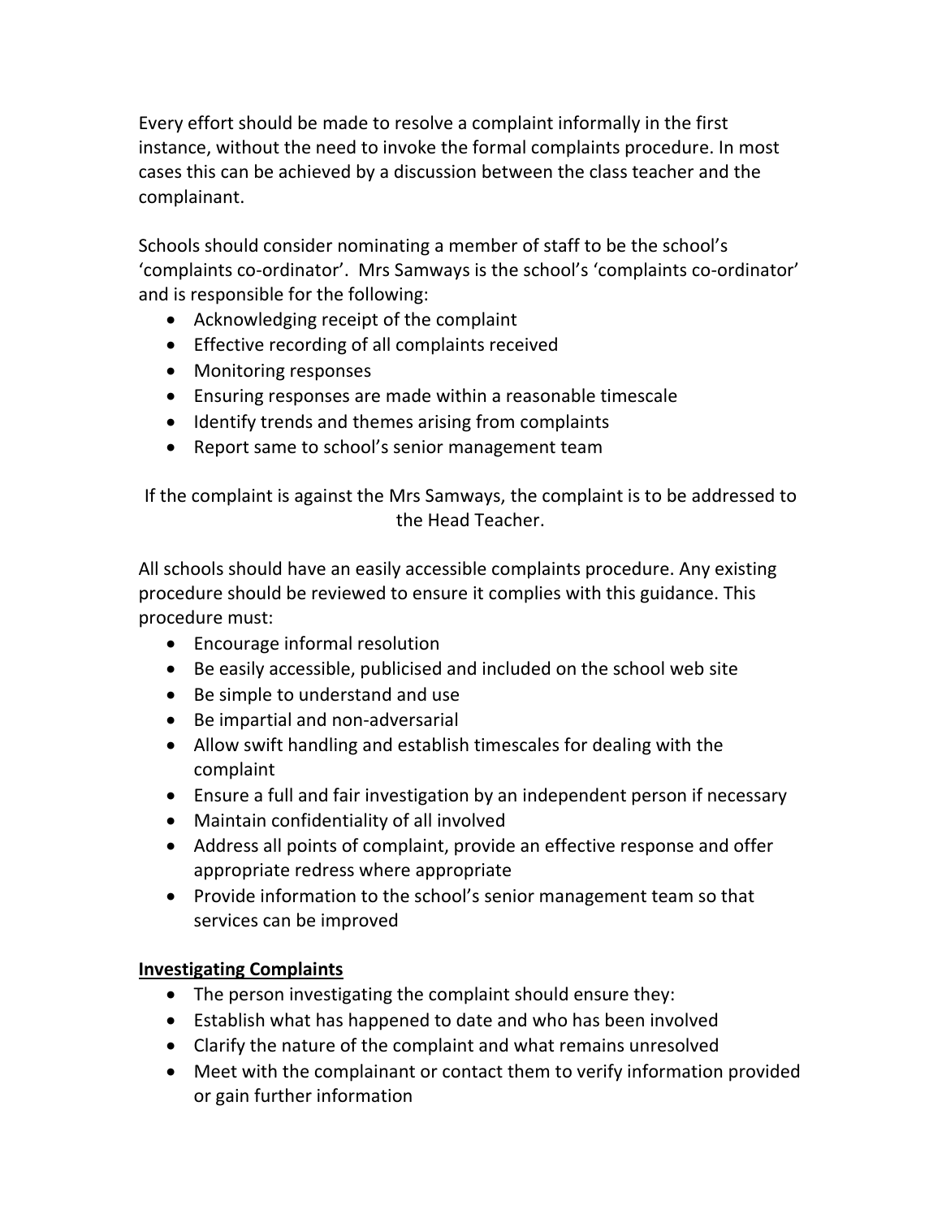Every effort should be made to resolve a complaint informally in the first instance, without the need to invoke the formal complaints procedure. In most cases this can be achieved by a discussion between the class teacher and the complainant.

Schools should consider nominating a member of staff to be the school's 'complaints co-ordinator'. Mrs Samways is the school's 'complaints co-ordinator' and is responsible for the following:

- Acknowledging receipt of the complaint
- Effective recording of all complaints received
- Monitoring responses
- Ensuring responses are made within a reasonable timescale
- Identify trends and themes arising from complaints
- Report same to school's senior management team

If the complaint is against the Mrs Samways, the complaint is to be addressed to the Head Teacher.

All schools should have an easily accessible complaints procedure. Any existing procedure should be reviewed to ensure it complies with this guidance. This procedure must:

- Encourage informal resolution
- Be easily accessible, publicised and included on the school web site
- Be simple to understand and use
- Be impartial and non-adversarial
- Allow swift handling and establish timescales for dealing with the complaint
- Ensure a full and fair investigation by an independent person if necessary
- Maintain confidentiality of all involved
- Address all points of complaint, provide an effective response and offer appropriate redress where appropriate
- Provide information to the school's senior management team so that services can be improved

**Investigating Complaints**

- The person investigating the complaint should ensure they:
- Establish what has happened to date and who has been involved
- Clarify the nature of the complaint and what remains unresolved
- Meet with the complainant or contact them to verify information provided or gain further information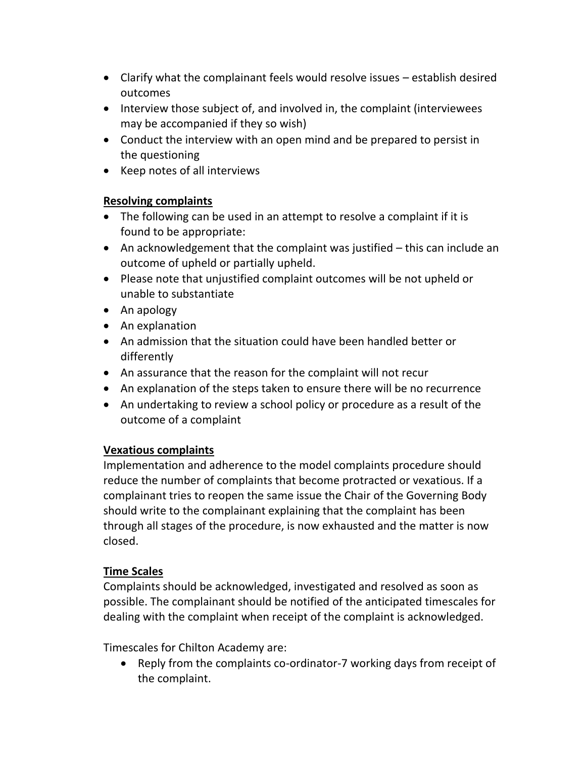- Clarify what the complainant feels would resolve issues – establish desired outcomes
- Interview those subject of, and involved in, the complaint (interviewees may be accompanied if they so wish)
- Conduct the interview with an open mind and be prepared to persist in the questioning
- Keep notes of all interviews

**Resolving complaints**

- The following can be used in an attempt to resolve a complaint if it is found to be appropriate:
- An acknowledgement that the complaint was justified – this can include an outcome of upheld or partially upheld.
- Please note that unjustified complaint outcomes will be not upheld or unable to substantiate
- An apology
- An explanation
- An admission that the situation could have been handled better or differently
- An assurance that the reason for the complaint will not recur
- An explanation of the steps taken to ensure there will be no recurrence
- An undertaking to review a school policy or procedure as a result of the outcome of a complaint

**Vexatious complaints**

Implementation and adherence to the model complaints procedure should reduce the number of complaints that become protracted or vexatious. If a complainant tries to reopen the same issue the Chair of the Governing Body should write to the complainant explaining that the complaint has been through all stages of the procedure, is now exhausted and the matter is now closed.

**Time Scales**

Complaints should be acknowledged, investigated and resolved as soon as possible. The complainant should be notified of the anticipated timescales for dealing with the complaint when receipt of the complaint is acknowledged.

Timescales for Chilton Academy are:

- Reply from the complaints co-ordinator-7 working days from receipt of the complaint.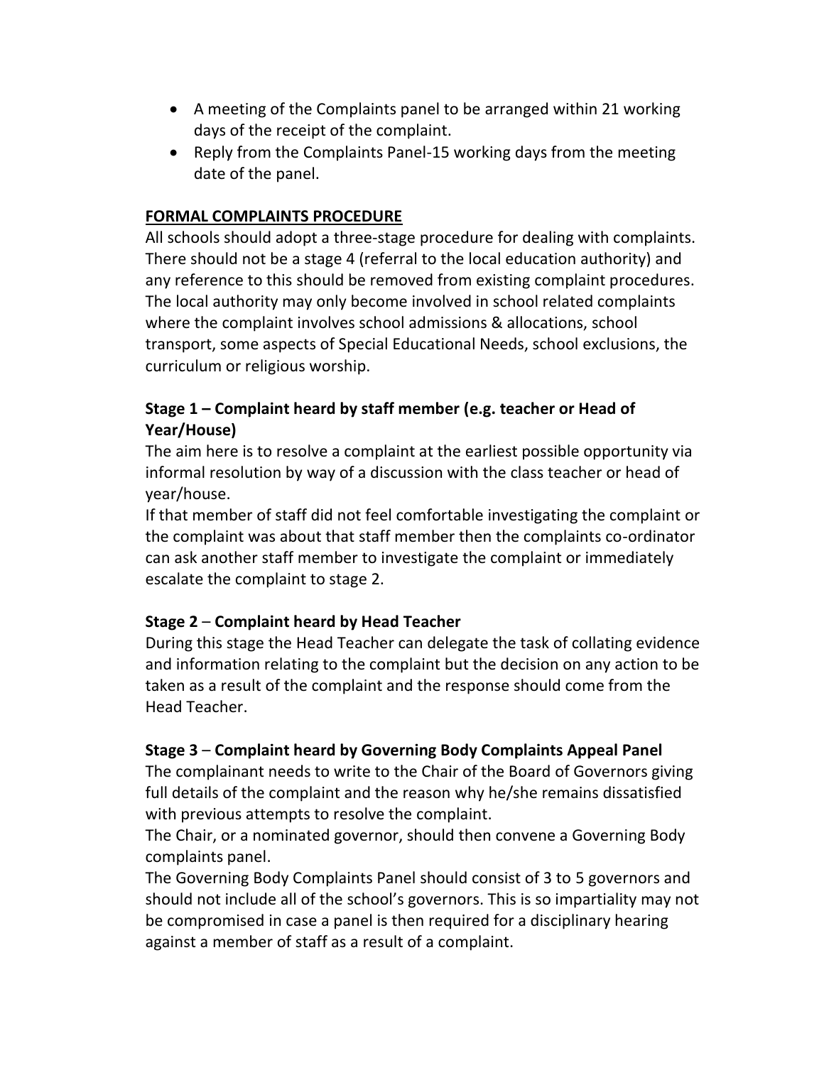- A meeting of the Complaints panel to be arranged within 21 working days of the receipt of the complaint.
- Reply from the Complaints Panel-15 working days from the meeting date of the panel.

## FORMAL COMPLAINTS PROCEDURE

All schools should adopt a three-stage procedure for dealing with complaints. There should not be a stage 4 (referral to the local education authority) and any reference to this should be removed from existing complaint procedures. The local authority may only become involved in school related complaints where the complaint involves school admissions & allocations, school transport, some aspects of Special Educational Needs, school exclusions, the curriculum or religious worship.

### Stage 1 – Complaint heard by staff member (e.g. teacher or Head of Year/House)

The aim here is to resolve a complaint at the earliest possible opportunity via informal resolution by way of a discussion with the class teacher or head of year/house.

If that member of staff did not feel comfortable investigating the complaint or the complaint was about that staff member then the complaints co-ordinator can ask another staff member to investigate the complaint or immediately escalate the complaint to stage 2.

### Stage 2 – Complaint heard by Head Teacher

During this stage the Head Teacher can delegate the task of collating evidence and information relating to the complaint but the decision on any action to be taken as a result of the complaint and the response should come from the Head Teacher.

### Stage 3 – Complaint heard by Governing Body Complaints Appeal Panel

The complainant needs to write to the Chair of the Board of Governors giving full details of the complaint and the reason why he/she remains dissatisfied with previous attempts to resolve the complaint.

The Chair, or a nominated governor, should then convene a Governing Body complaints panel.

The Governing Body Complaints Panel should consist of 3 to 5 governors and should not include all of the school's governors. This is so impartiality may not be compromised in case a panel is then required for a disciplinary hearing against a member of staff as a result of a complaint.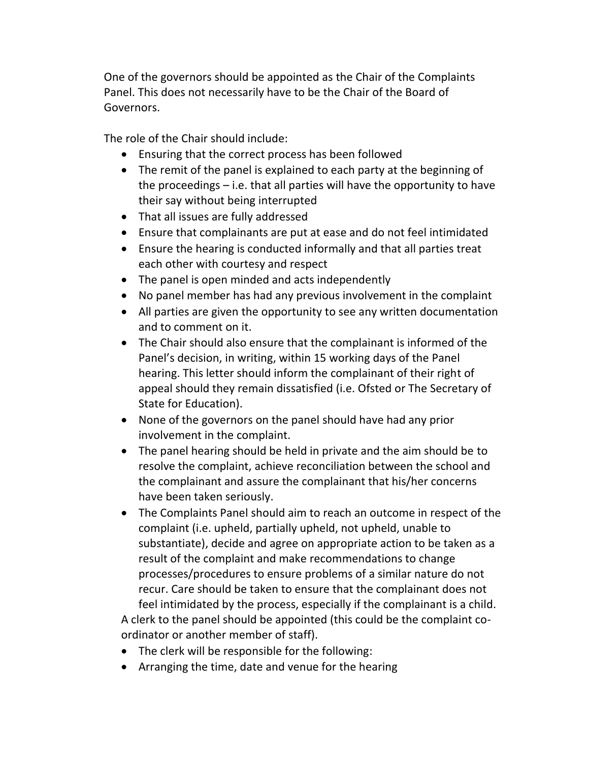One of the governors should be appointed as the Chair of the Complaints Panel. This does not necessarily have to be the Chair of the Board of Governors.

The role of the Chair should include:

- Ensuring that the correct process has been followed
- The remit of the panel is explained to each party at the beginning of the proceedings – i.e. that all parties will have the opportunity to have their say without being interrupted
- That all issues are fully addressed
- Ensure that complainants are put at ease and do not feel intimidated
- Ensure the hearing is conducted informally and that all parties treat each other with courtesy and respect
- The panel is open minded and acts independently
- No panel member has had any previous involvement in the complaint
- All parties are given the opportunity to see any written documentation and to comment on it.
- The Chair should also ensure that the complainant is informed of the Panel's decision, in writing, within 15 working days of the Panel hearing. This letter should inform the complainant of their right of appeal should they remain dissatisfied (i.e. Ofsted or The Secretary of State for Education).
- None of the governors on the panel should have had any prior involvement in the complaint.
- The panel hearing should be held in private and the aim should be to resolve the complaint, achieve reconciliation between the school and the complainant and assure the complainant that his/her concerns have been taken seriously.
- The Complaints Panel should aim to reach an outcome in respect of the complaint (i.e. upheld, partially upheld, not upheld, unable to substantiate), decide and agree on appropriate action to be taken as a result of the complaint and make recommendations to change processes/procedures to ensure problems of a similar nature do not recur. Care should be taken to ensure that the complainant does not feel intimidated by the process, especially if the complainant is a child.

A clerk to the panel should be appointed (this could be the complaint co-ordinator or another member of staff).

- The clerk will be responsible for the following:
- Arranging the time, date and venue for the hearing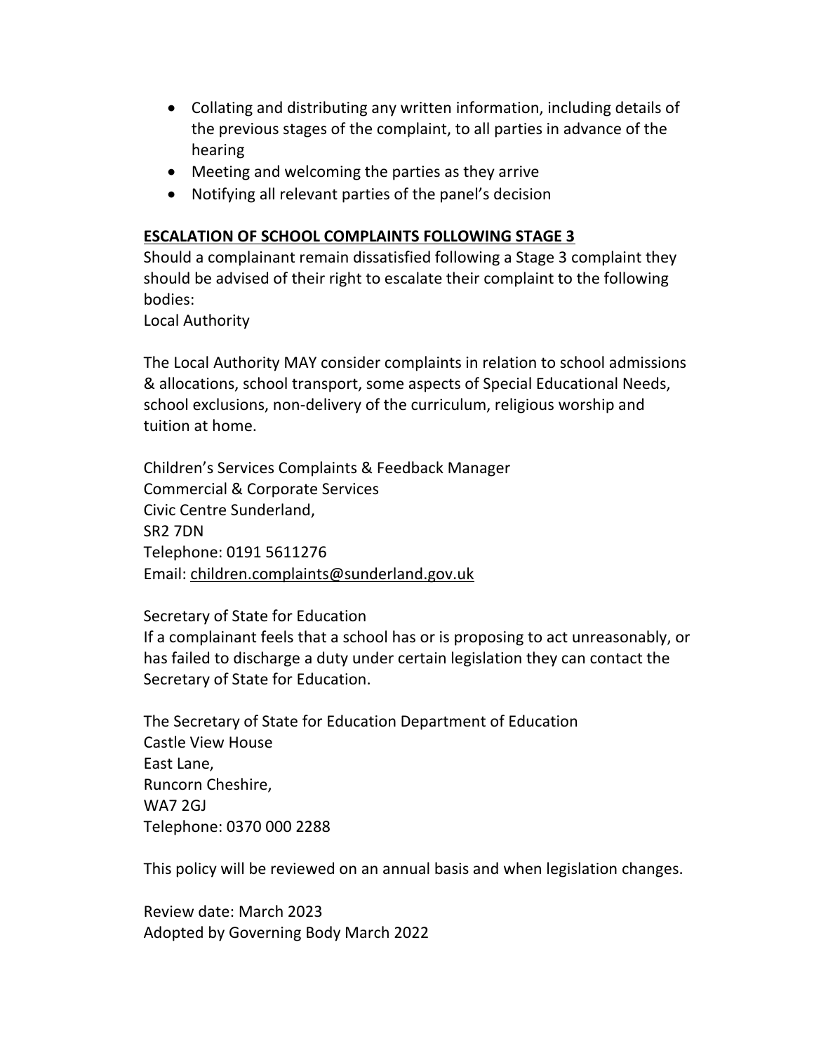- Collating and distributing any written information, including details of the previous stages of the complaint, to all parties in advance of the hearing
- Meeting and welcoming the parties as they arrive
- Notifying all relevant parties of the panel's decision

## ESCALATION OF SCHOOL COMPLAINTS FOLLOWING STAGE 3

Should a complainant remain dissatisfied following a Stage 3 complaint they should be advised of their right to escalate their complaint to the following bodies:
Local Authority

The Local Authority MAY consider complaints in relation to school admissions & allocations, school transport, some aspects of Special Educational Needs, school exclusions, non-delivery of the curriculum, religious worship and tuition at home.

Children's Services Complaints & Feedback Manager
Commercial & Corporate Services
Civic Centre Sunderland,
SR2 7DN
Telephone: 0191 5611276
Email: children.complaints@sunderland.gov.uk

Secretary of State for Education
If a complainant feels that a school has or is proposing to act unreasonably, or has failed to discharge a duty under certain legislation they can contact the Secretary of State for Education.

The Secretary of State for Education Department of Education
Castle View House
East Lane,
Runcorn Cheshire,
WA7 2GJ
Telephone: 0370 000 2288

This policy will be reviewed on an annual basis and when legislation changes.

Review date: March 2023
Adopted by Governing Body March 2022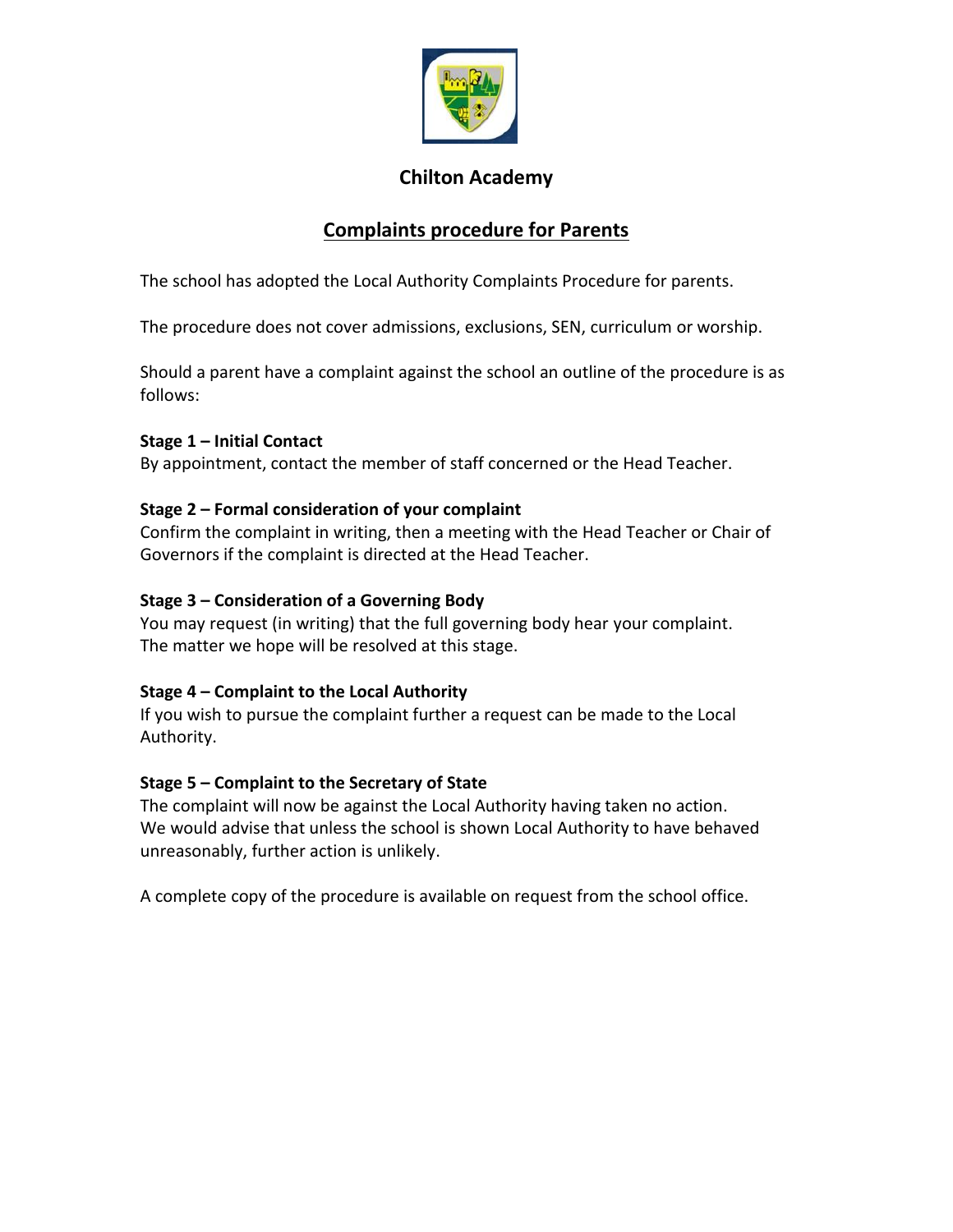## Chilton Academy

## Complaints procedure for Parents

The school has adopted the Local Authority Complaints Procedure for parents.

The procedure does not cover admissions, exclusions, SEN, curriculum or worship.

Should a parent have a complaint against the school an outline of the procedure is as follows:

**Stage 1 – Initial Contact**
By appointment, contact the member of staff concerned or the Head Teacher.

**Stage 2 – Formal consideration of your complaint**
Confirm the complaint in writing, then a meeting with the Head Teacher or Chair of Governors if the complaint is directed at the Head Teacher.

**Stage 3 – Consideration of a Governing Body**
You may request (in writing) that the full governing body hear your complaint. The matter we hope will be resolved at this stage.

**Stage 4 – Complaint to the Local Authority**
If you wish to pursue the complaint further a request can be made to the Local Authority.

**Stage 5 – Complaint to the Secretary of State**
The complaint will now be against the Local Authority having taken no action. We would advise that unless the school is shown Local Authority to have behaved unreasonably, further action is unlikely.

A complete copy of the procedure is available on request from the school office.